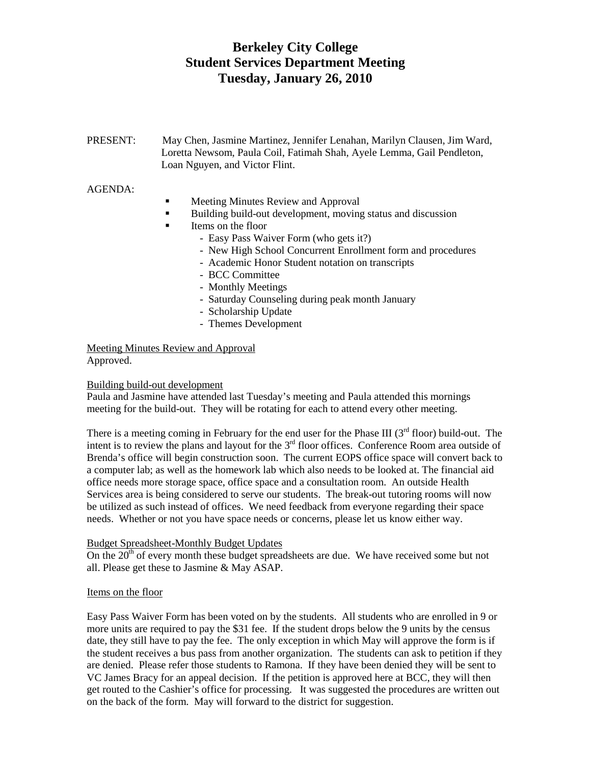# Berkeley City College
# Student Services Department Meeting
# Tuesday, January 26, 2010

PRESENT: May Chen, Jasmine Martinez, Jennifer Lenahan, Marilyn Clausen, Jim Ward, Loretta Newsom, Paula Coil, Fatimah Shah, Ayele Lemma, Gail Pendleton, Loan Nguyen, and Victor Flint.

AGENDA:

- Meeting Minutes Review and Approval
- Building build-out development, moving status and discussion
- Items on the floor
  - Easy Pass Waiver Form (who gets it?)
  - New High School Concurrent Enrollment form and procedures
  - Academic Honor Student notation on transcripts
  - BCC Committee
  - Monthly Meetings
  - Saturday Counseling during peak month January
  - Scholarship Update
  - Themes Development

<u>Meeting Minutes Review and Approval</u>
Approved.

<u>Building build-out development</u>
Paula and Jasmine have attended last Tuesday's meeting and Paula attended this mornings meeting for the build-out. They will be rotating for each to attend every other meeting.

There is a meeting coming in February for the end user for the Phase III (3rd floor) build-out. The intent is to review the plans and layout for the 3rd floor offices. Conference Room area outside of Brenda's office will begin construction soon. The current EOPS office space will convert back to a computer lab; as well as the homework lab which also needs to be looked at. The financial aid office needs more storage space, office space and a consultation room. An outside Health Services area is being considered to serve our students. The break-out tutoring rooms will now be utilized as such instead of offices. We need feedback from everyone regarding their space needs. Whether or not you have space needs or concerns, please let us know either way.

<u>Budget Spreadsheet-Monthly Budget Updates</u>
On the 20th of every month these budget spreadsheets are due. We have received some but not all. Please get these to Jasmine & May ASAP.

<u>Items on the floor</u>

Easy Pass Waiver Form has been voted on by the students. All students who are enrolled in 9 or more units are required to pay the $31 fee. If the student drops below the 9 units by the census date, they still have to pay the fee. The only exception in which May will approve the form is if the student receives a bus pass from another organization. The students can ask to petition if they are denied. Please refer those students to Ramona. If they have been denied they will be sent to VC James Bracy for an appeal decision. If the petition is approved here at BCC, they will then get routed to the Cashier's office for processing. It was suggested the procedures are written out on the back of the form. May will forward to the district for suggestion.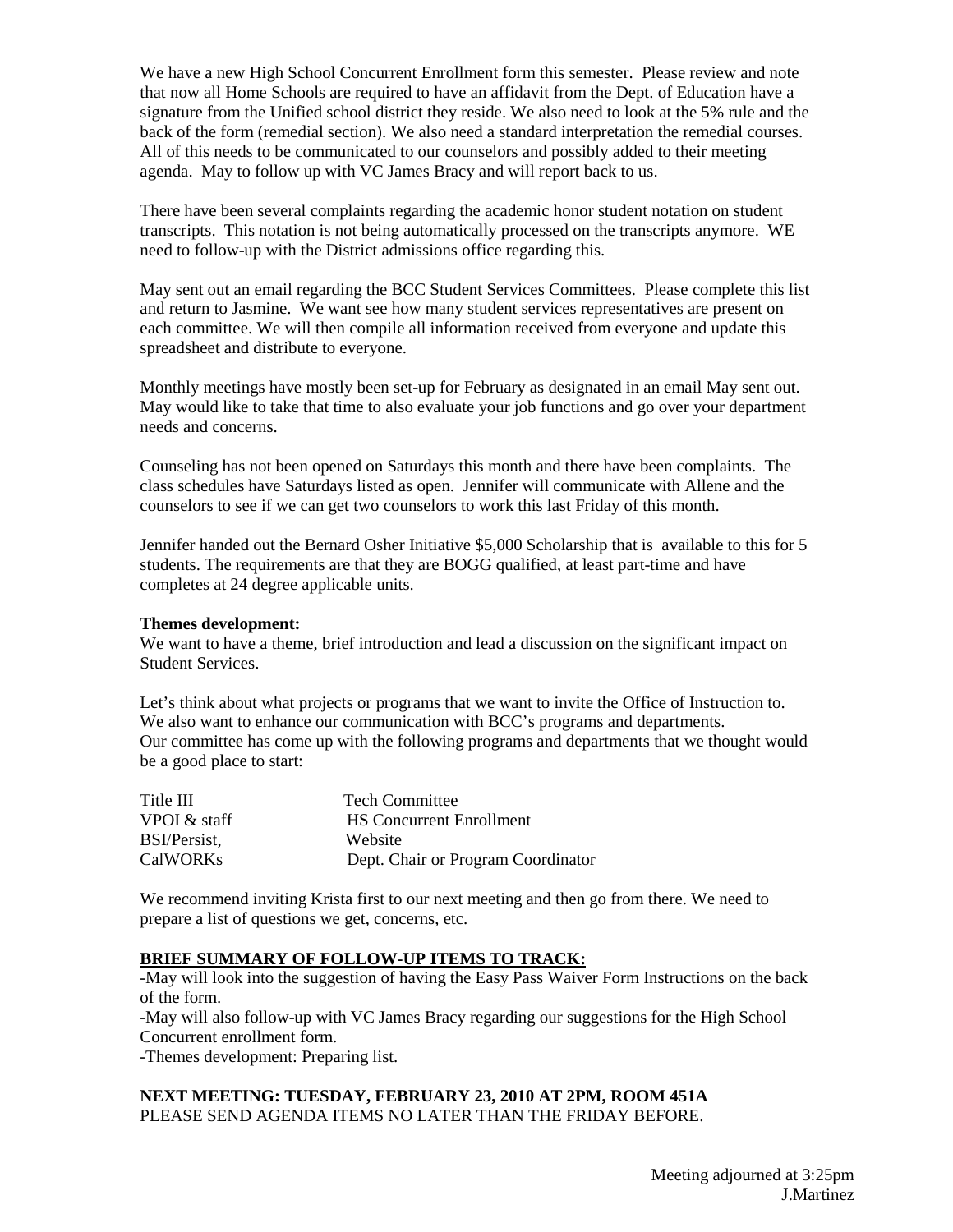We have a new High School Concurrent Enrollment form this semester. Please review and note that now all Home Schools are required to have an affidavit from the Dept. of Education have a signature from the Unified school district they reside. We also need to look at the 5% rule and the back of the form (remedial section). We also need a standard interpretation the remedial courses. All of this needs to be communicated to our counselors and possibly added to their meeting agenda. May to follow up with VC James Bracy and will report back to us.

There have been several complaints regarding the academic honor student notation on student transcripts. This notation is not being automatically processed on the transcripts anymore. WE need to follow-up with the District admissions office regarding this.

May sent out an email regarding the BCC Student Services Committees. Please complete this list and return to Jasmine. We want see how many student services representatives are present on each committee. We will then compile all information received from everyone and update this spreadsheet and distribute to everyone.

Monthly meetings have mostly been set-up for February as designated in an email May sent out. May would like to take that time to also evaluate your job functions and go over your department needs and concerns.

Counseling has not been opened on Saturdays this month and there have been complaints. The class schedules have Saturdays listed as open. Jennifer will communicate with Allene and the counselors to see if we can get two counselors to work this last Friday of this month.

Jennifer handed out the Bernard Osher Initiative $5,000 Scholarship that is available to this for 5 students. The requirements are that they are BOGG qualified, at least part-time and have completes at 24 degree applicable units.

**Themes development:**
We want to have a theme, brief introduction and lead a discussion on the significant impact on Student Services.

Let's think about what projects or programs that we want to invite the Office of Instruction to. We also want to enhance our communication with BCC's programs and departments. Our committee has come up with the following programs and departments that we thought would be a good place to start:

| | |
|---|---|
| Title III | Tech Committee |
| VPOI & staff | HS Concurrent Enrollment |
| BSI/Persist, | Website |
| CalWORKs | Dept. Chair or Program Coordinator |

We recommend inviting Krista first to our next meeting and then go from there. We need to prepare a list of questions we get, concerns, etc.

**BRIEF SUMMARY OF FOLLOW-UP ITEMS TO TRACK:**
-May will look into the suggestion of having the Easy Pass Waiver Form Instructions on the back of the form.
-May will also follow-up with VC James Bracy regarding our suggestions for the High School Concurrent enrollment form.
-Themes development: Preparing list.

**NEXT MEETING: TUESDAY, FEBRUARY 23, 2010 AT 2PM, ROOM 451A**
PLEASE SEND AGENDA ITEMS NO LATER THAN THE FRIDAY BEFORE.

Meeting adjourned at 3:25pm
J.Martinez